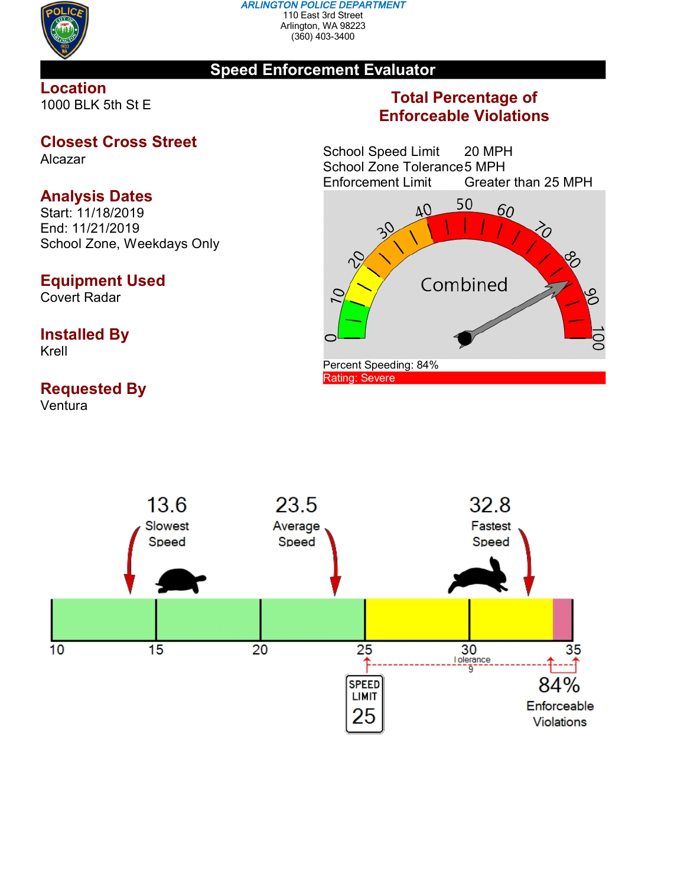**ARLINGTON POLICE DEPARTMENT**
110 East 3rd Street
Arlington, WA 98223
(360) 403-3400

# Speed Enforcement Evaluator

## Location
1000 BLK 5th St E

## Closest Cross Street
Alcazar

## Analysis Dates
Start: 11/18/2019
End: 11/21/2019
School Zone, Weekdays Only

## Equipment Used
Covert Radar

## Installed By
Krell

## Requested By
Ventura

## Total Percentage of Enforceable Violations

| | |
|---|---|
| School Speed Limit | 20 MPH |
| School Zone Tolerance | 5 MPH |
| Enforcement Limit | Greater than 25 MPH |

Combined

Percent Speeding: 84%

Rating: Severe

| 13.6 | 23.5 | 32.8 |
|---|---|---|
| Slowest Speed | Average Speed | Fastest Speed |

10 15 20 25 30 35

Tolerance 9

SPEED LIMIT 25

84% Enforceable Violations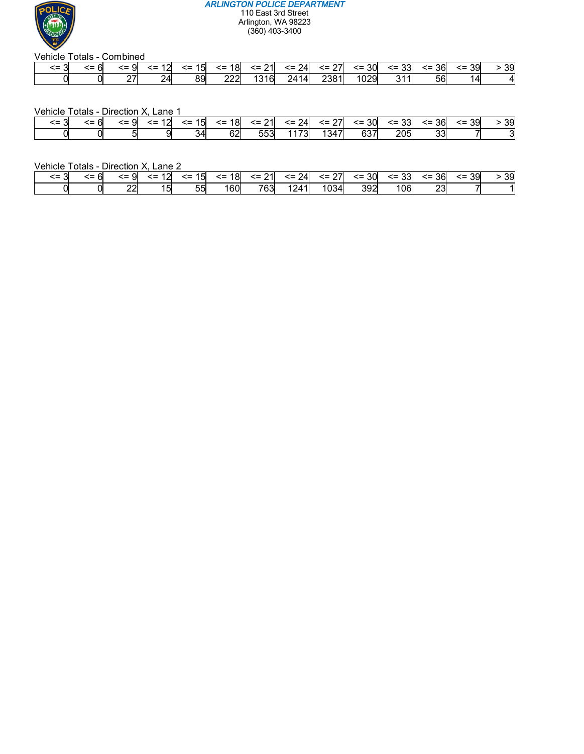**ARLINGTON POLICE DEPARTMENT**
110 East 3rd Street
Arlington, WA 98223
(360) 403-3400

Vehicle Totals - Combined

| <= 3 | <= 6 | <= 9 | <= 12 | <= 15 | <= 18 | <= 21 | <= 24 | <= 27 | <= 30 | <= 33 | <= 36 | <= 39 | > 39 |
|---|---|---|---|---|---|---|---|---|---|---|---|---|---|
| 0 | 0 | 27 | 24 | 89 | 222 | 1316 | 2414 | 2381 | 1029 | 311 | 56 | 14 | 4 |

Vehicle Totals - Direction X, Lane 1

| <= 3 | <= 6 | <= 9 | <= 12 | <= 15 | <= 18 | <= 21 | <= 24 | <= 27 | <= 30 | <= 33 | <= 36 | <= 39 | > 39 |
|---|---|---|---|---|---|---|---|---|---|---|---|---|---|
| 0 | 0 | 5 | 9 | 34 | 62 | 553 | 1173 | 1347 | 637 | 205 | 33 | 7 | 3 |

Vehicle Totals - Direction X, Lane 2

| <= 3 | <= 6 | <= 9 | <= 12 | <= 15 | <= 18 | <= 21 | <= 24 | <= 27 | <= 30 | <= 33 | <= 36 | <= 39 | > 39 |
|---|---|---|---|---|---|---|---|---|---|---|---|---|---|
| 0 | 0 | 22 | 15 | 55 | 160 | 763 | 1241 | 1034 | 392 | 106 | 23 | 7 | 1 |